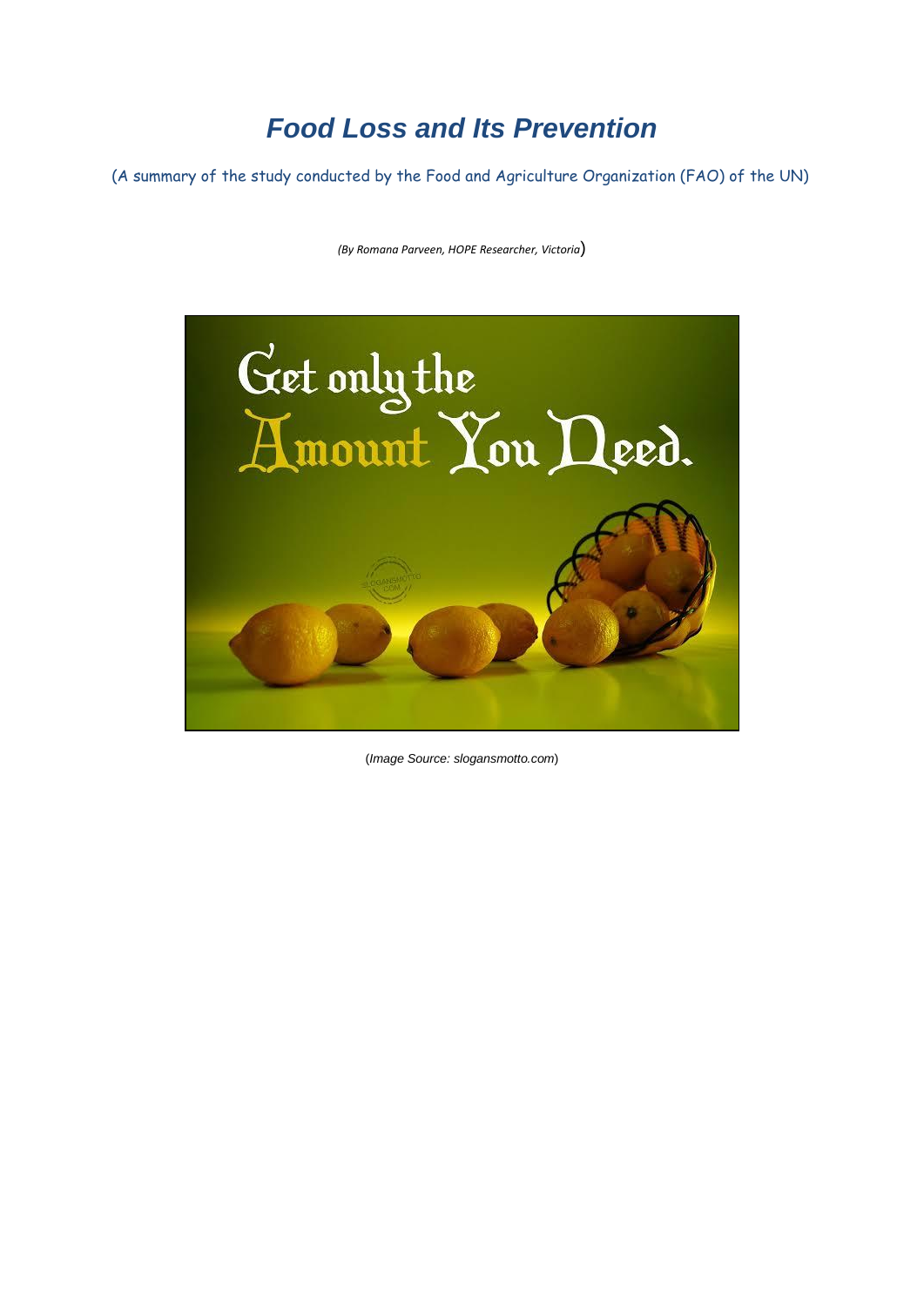# *Food Loss and Its Prevention*

(A summary of the study conducted by the Food and Agriculture Organization (FAO) of the UN)

*(By Romana Parveen, HOPE Researcher, Victoria)*

(*Image Source: slogansmotto.com*)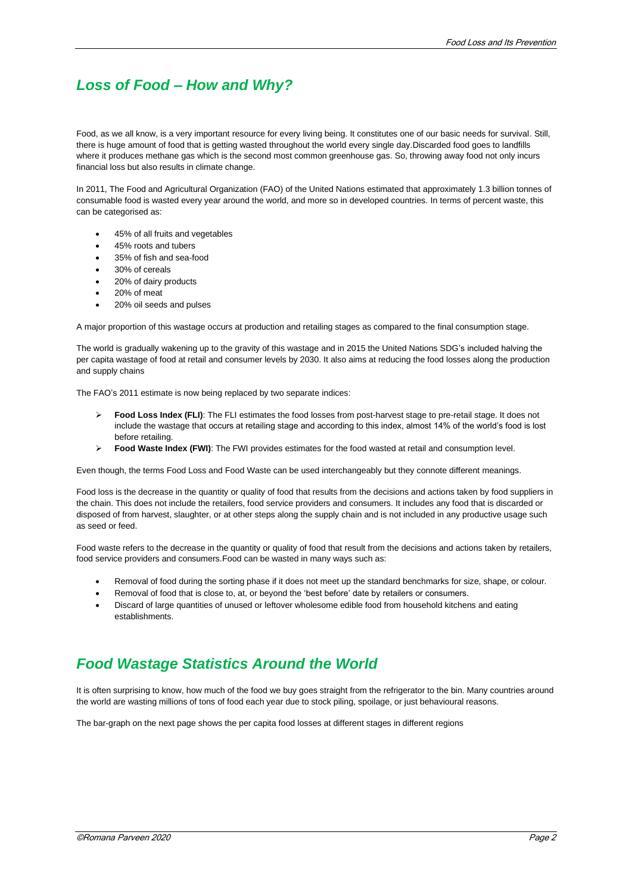## *Loss of Food – How and Why?*

Food, as we all know, is a very important resource for every living being. It constitutes one of our basic needs for survival. Still, there is huge amount of food that is getting wasted throughout the world every single day.Discarded food goes to landfills where it produces methane gas which is the second most common greenhouse gas. So, throwing away food not only incurs financial loss but also results in climate change.

In 2011, The Food and Agricultural Organization (FAO) of the United Nations estimated that approximately 1.3 billion tonnes of consumable food is wasted every year around the world, and more so in developed countries. In terms of percent waste, this can be categorised as:

- 45% of all fruits and vegetables
- 45% roots and tubers
- 35% of fish and sea-food
- 30% of cereals
- 20% of dairy products
- 20% of meat
- 20% oil seeds and pulses

A major proportion of this wastage occurs at production and retailing stages as compared to the final consumption stage.

The world is gradually wakening up to the gravity of this wastage and in 2015 the United Nations SDG's included halving the per capita wastage of food at retail and consumer levels by 2030. It also aims at reducing the food losses along the production and supply chains

The FAO's 2011 estimate is now being replaced by two separate indices:

- **Food Loss Index (FLI)**: The FLI estimates the food losses from post-harvest stage to pre-retail stage. It does not include the wastage that occurs at retailing stage and according to this index, almost 14% of the world's food is lost before retailing.
- **Food Waste Index (FWI)**: The FWI provides estimates for the food wasted at retail and consumption level.

Even though, the terms Food Loss and Food Waste can be used interchangeably but they connote different meanings.

Food loss is the decrease in the quantity or quality of food that results from the decisions and actions taken by food suppliers in the chain. This does not include the retailers, food service providers and consumers. It includes any food that is discarded or disposed of from harvest, slaughter, or at other steps along the supply chain and is not included in any productive usage such as seed or feed.

Food waste refers to the decrease in the quantity or quality of food that result from the decisions and actions taken by retailers, food service providers and consumers.Food can be wasted in many ways such as:

- Removal of food during the sorting phase if it does not meet up the standard benchmarks for size, shape, or colour.
- Removal of food that is close to, at, or beyond the 'best before' date by retailers or consumers.
- Discard of large quantities of unused or leftover wholesome edible food from household kitchens and eating establishments.

## *Food Wastage Statistics Around the World*

It is often surprising to know, how much of the food we buy goes straight from the refrigerator to the bin. Many countries around the world are wasting millions of tons of food each year due to stock piling, spoilage, or just behavioural reasons.

The bar-graph on the next page shows the per capita food losses at different stages in different regions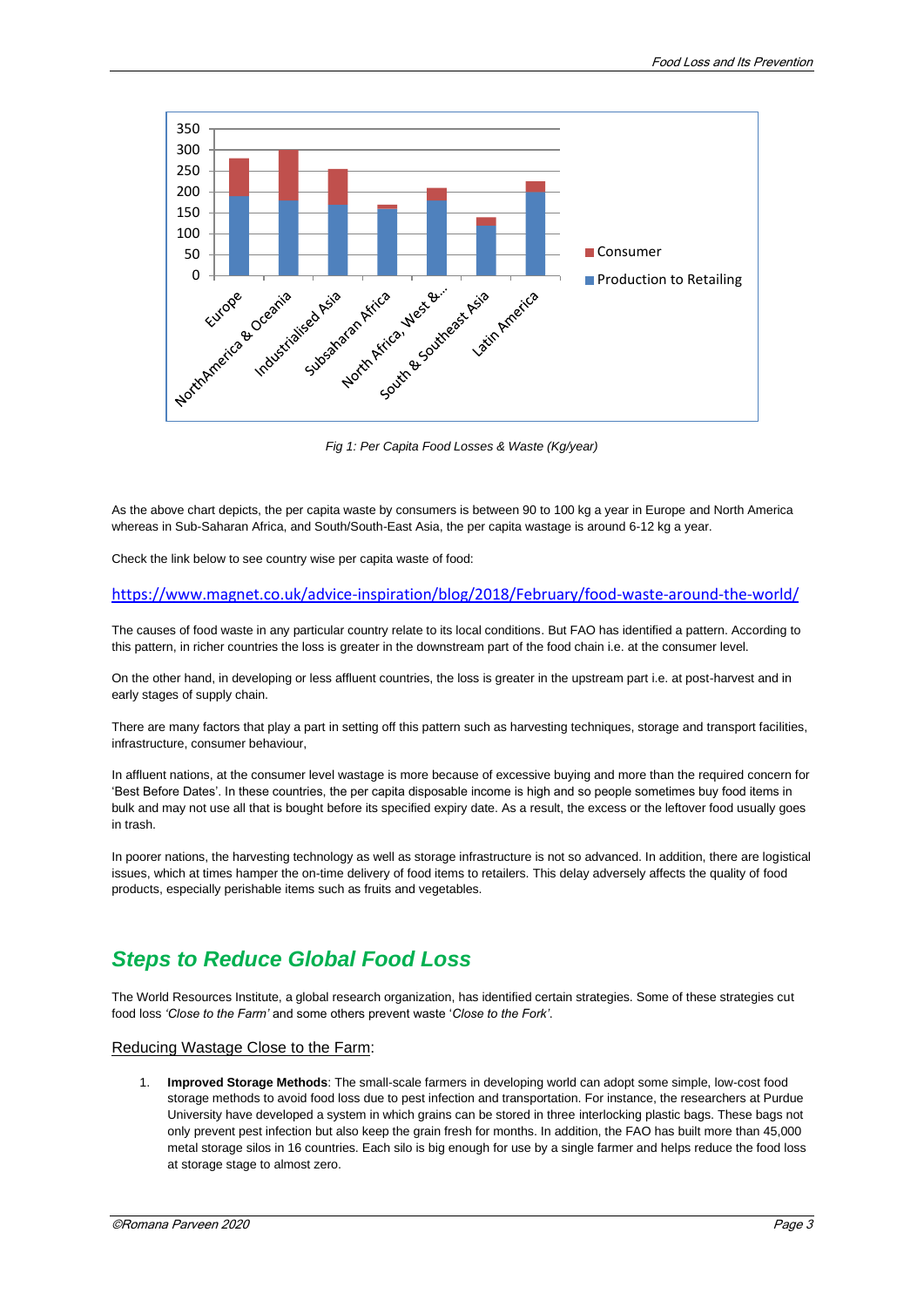350
300
250
200
150
100
50
0

Europe
NorthAmerica & Oceania
Industrialised Asia
Subsaharan Africa
North Africa, West &...
South & Southeast Asia
Latin America

Consumer
Production to Retailing

*Fig 1: Per Capita Food Losses & Waste (Kg/year)*

As the above chart depicts, the per capita waste by consumers is between 90 to 100 kg a year in Europe and North America whereas in Sub-Saharan Africa, and South/South-East Asia, the per capita wastage is around 6-12 kg a year.

Check the link below to see country wise per capita waste of food:

https://www.magnet.co.uk/advice-inspiration/blog/2018/February/food-waste-around-the-world/

The causes of food waste in any particular country relate to its local conditions. But FAO has identified a pattern. According to this pattern, in richer countries the loss is greater in the downstream part of the food chain i.e. at the consumer level.

On the other hand, in developing or less affluent countries, the loss is greater in the upstream part i.e. at post-harvest and in early stages of supply chain.

There are many factors that play a part in setting off this pattern such as harvesting techniques, storage and transport facilities, infrastructure, consumer behaviour,

In affluent nations, at the consumer level wastage is more because of excessive buying and more than the required concern for 'Best Before Dates'. In these countries, the per capita disposable income is high and so people sometimes buy food items in bulk and may not use all that is bought before its specified expiry date. As a result, the excess or the leftover food usually goes in trash.

In poorer nations, the harvesting technology as well as storage infrastructure is not so advanced. In addition, there are logistical issues, which at times hamper the on-time delivery of food items to retailers. This delay adversely affects the quality of food products, especially perishable items such as fruits and vegetables.

## *Steps to Reduce Global Food Loss*

The World Resources Institute, a global research organization, has identified certain strategies. Some of these strategies cut food loss *'Close to the Farm'* and some others prevent waste '*Close to the Fork'*.

### Reducing Wastage Close to the Farm:

1. **Improved Storage Methods**: The small-scale farmers in developing world can adopt some simple, low-cost food storage methods to avoid food loss due to pest infection and transportation. For instance, the researchers at Purdue University have developed a system in which grains can be stored in three interlocking plastic bags. These bags not only prevent pest infection but also keep the grain fresh for months. In addition, the FAO has built more than 45,000 metal storage silos in 16 countries. Each silo is big enough for use by a single farmer and helps reduce the food loss at storage stage to almost zero.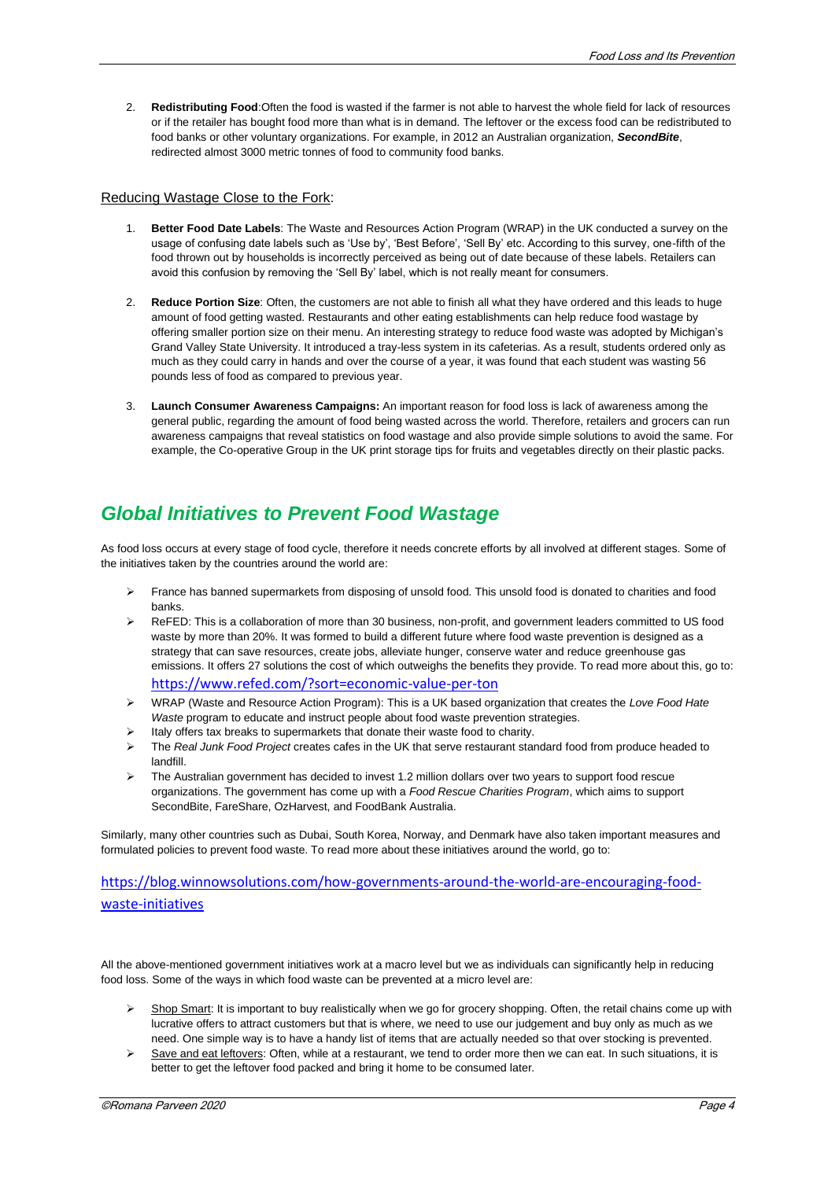2. **Redistributing Food**:Often the food is wasted if the farmer is not able to harvest the whole field for lack of resources or if the retailer has bought food more than what is in demand. The leftover or the excess food can be redistributed to food banks or other voluntary organizations. For example, in 2012 an Australian organization, ***SecondBite***, redirected almost 3000 metric tonnes of food to community food banks.

<u>Reducing Wastage Close to the Fork</u>:

1. **Better Food Date Labels**: The Waste and Resources Action Program (WRAP) in the UK conducted a survey on the usage of confusing date labels such as 'Use by', 'Best Before', 'Sell By' etc. According to this survey, one-fifth of the food thrown out by households is incorrectly perceived as being out of date because of these labels. Retailers can avoid this confusion by removing the 'Sell By' label, which is not really meant for consumers.

2. **Reduce Portion Size**: Often, the customers are not able to finish all what they have ordered and this leads to huge amount of food getting wasted. Restaurants and other eating establishments can help reduce food wastage by offering smaller portion size on their menu. An interesting strategy to reduce food waste was adopted by Michigan's Grand Valley State University. It introduced a tray-less system in its cafeterias. As a result, students ordered only as much as they could carry in hands and over the course of a year, it was found that each student was wasting 56 pounds less of food as compared to previous year.

3. **Launch Consumer Awareness Campaigns:** An important reason for food loss is lack of awareness among the general public, regarding the amount of food being wasted across the world. Therefore, retailers and grocers can run awareness campaigns that reveal statistics on food wastage and also provide simple solutions to avoid the same. For example, the Co-operative Group in the UK print storage tips for fruits and vegetables directly on their plastic packs.

## *Global Initiatives to Prevent Food Wastage*

As food loss occurs at every stage of food cycle, therefore it needs concrete efforts by all involved at different stages. Some of the initiatives taken by the countries around the world are:

- France has banned supermarkets from disposing of unsold food. This unsold food is donated to charities and food banks.
- ReFED: This is a collaboration of more than 30 business, non-profit, and government leaders committed to US food waste by more than 20%. It was formed to build a different future where food waste prevention is designed as a strategy that can save resources, create jobs, alleviate hunger, conserve water and reduce greenhouse gas emissions. It offers 27 solutions the cost of which outweighs the benefits they provide. To read more about this, go to: https://www.refed.com/?sort=economic-value-per-ton
- WRAP (Waste and Resource Action Program): This is a UK based organization that creates the *Love Food Hate Waste* program to educate and instruct people about food waste prevention strategies.
- Italy offers tax breaks to supermarkets that donate their waste food to charity.
- The *Real Junk Food Project* creates cafes in the UK that serve restaurant standard food from produce headed to landfill.
- The Australian government has decided to invest 1.2 million dollars over two years to support food rescue organizations. The government has come up with a *Food Rescue Charities Program*, which aims to support SecondBite, FareShare, OzHarvest, and FoodBank Australia.

Similarly, many other countries such as Dubai, South Korea, Norway, and Denmark have also taken important measures and formulated policies to prevent food waste. To read more about these initiatives around the world, go to:

https://blog.winnowsolutions.com/how-governments-around-the-world-are-encouraging-food-waste-initiatives

All the above-mentioned government initiatives work at a macro level but we as individuals can significantly help in reducing food loss. Some of the ways in which food waste can be prevented at a micro level are:

- <u>Shop Smart</u>: It is important to buy realistically when we go for grocery shopping. Often, the retail chains come up with lucrative offers to attract customers but that is where, we need to use our judgement and buy only as much as we need. One simple way is to have a handy list of items that are actually needed so that over stocking is prevented.
- <u>Save and eat leftovers</u>: Often, while at a restaurant, we tend to order more then we can eat. In such situations, it is better to get the leftover food packed and bring it home to be consumed later.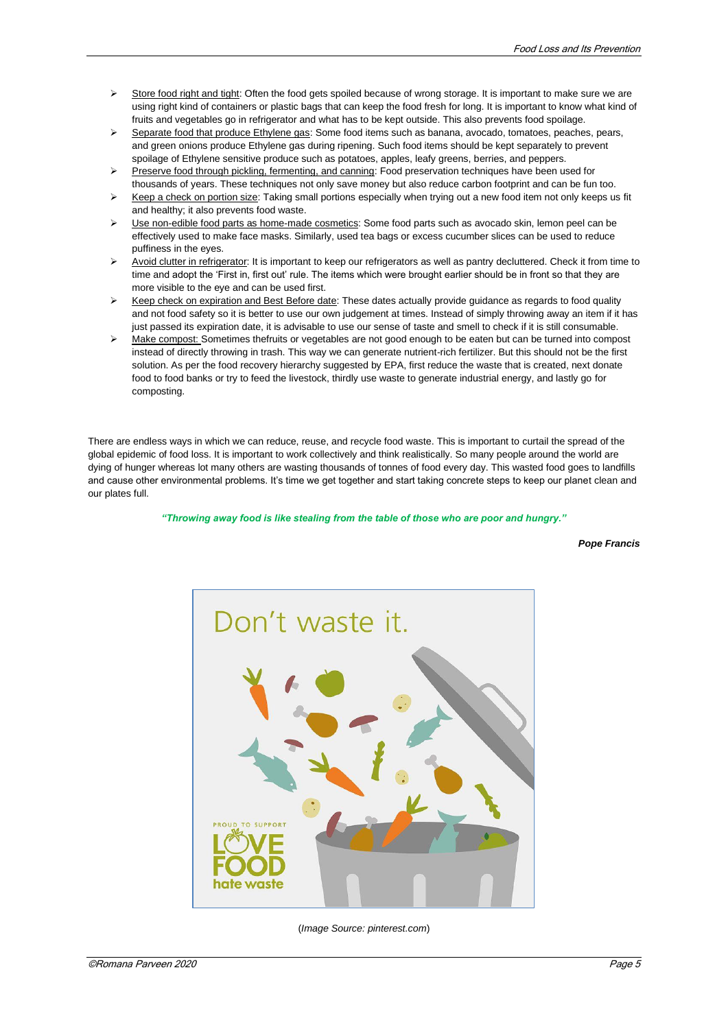- Store food right and tight: Often the food gets spoiled because of wrong storage. It is important to make sure we are using right kind of containers or plastic bags that can keep the food fresh for long. It is important to know what kind of fruits and vegetables go in refrigerator and what has to be kept outside. This also prevents food spoilage.
- Separate food that produce Ethylene gas: Some food items such as banana, avocado, tomatoes, peaches, pears, and green onions produce Ethylene gas during ripening. Such food items should be kept separately to prevent spoilage of Ethylene sensitive produce such as potatoes, apples, leafy greens, berries, and peppers.
- Preserve food through pickling, fermenting, and canning: Food preservation techniques have been used for thousands of years. These techniques not only save money but also reduce carbon footprint and can be fun too.
- Keep a check on portion size: Taking small portions especially when trying out a new food item not only keeps us fit and healthy; it also prevents food waste.
- Use non-edible food parts as home-made cosmetics: Some food parts such as avocado skin, lemon peel can be effectively used to make face masks. Similarly, used tea bags or excess cucumber slices can be used to reduce puffiness in the eyes.
- Avoid clutter in refrigerator: It is important to keep our refrigerators as well as pantry decluttered. Check it from time to time and adopt the 'First in, first out' rule. The items which were brought earlier should be in front so that they are more visible to the eye and can be used first.
- Keep check on expiration and Best Before date: These dates actually provide guidance as regards to food quality and not food safety so it is better to use our own judgement at times. Instead of simply throwing away an item if it has just passed its expiration date, it is advisable to use our sense of taste and smell to check if it is still consumable.
- Make compost: Sometimes thefruits or vegetables are not good enough to be eaten but can be turned into compost instead of directly throwing in trash. This way we can generate nutrient-rich fertilizer. But this should not be the first solution. As per the food recovery hierarchy suggested by EPA, first reduce the waste that is created, next donate food to food banks or try to feed the livestock, thirdly use waste to generate industrial energy, and lastly go for composting.

There are endless ways in which we can reduce, reuse, and recycle food waste. This is important to curtail the spread of the global epidemic of food loss. It is important to work collectively and think realistically. So many people around the world are dying of hunger whereas lot many others are wasting thousands of tonnes of food every day. This wasted food goes to landfills and cause other environmental problems. It's time we get together and start taking concrete steps to keep our planet clean and our plates full.

***"Throwing away food is like stealing from the table of those who are poor and hungry."***

***Pope Francis***

(*Image Source: pinterest.com*)